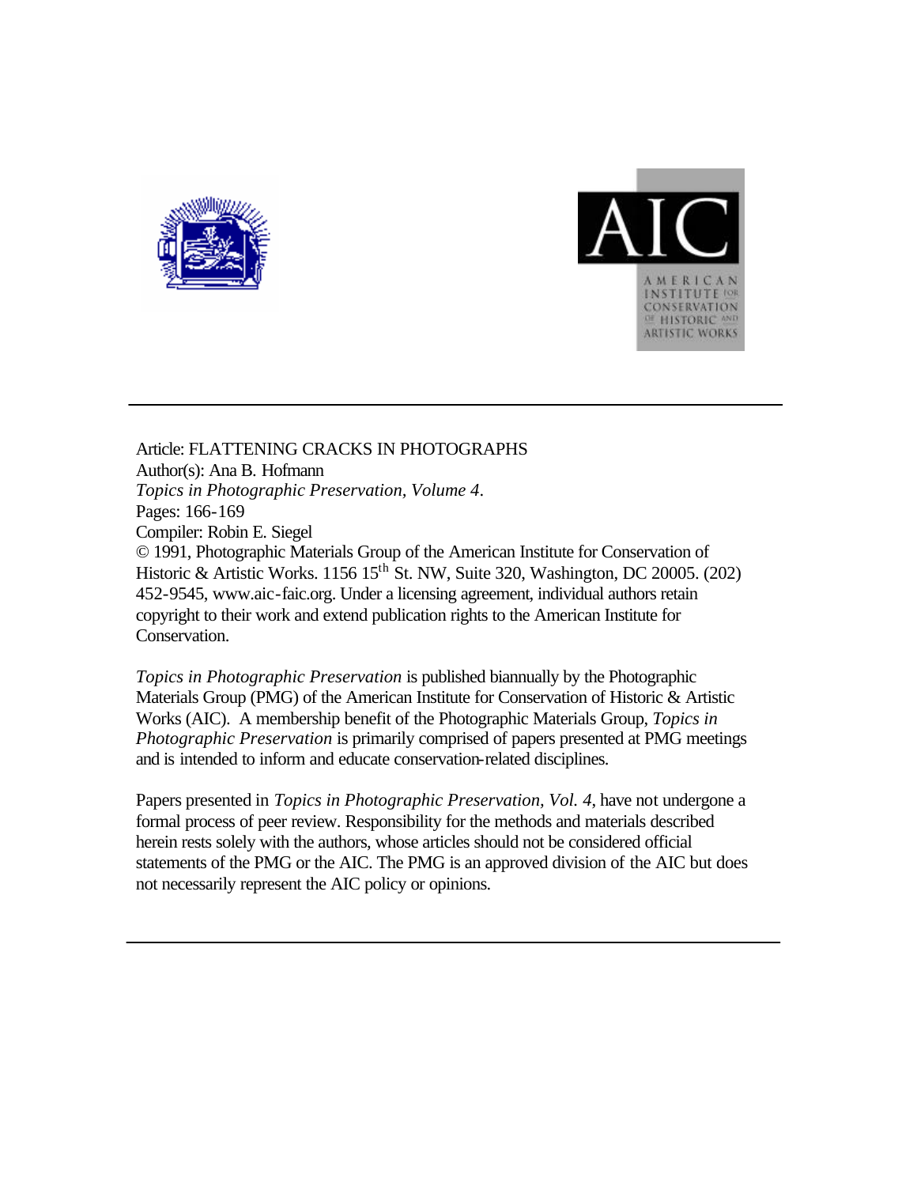Article: FLATTENING CRACKS IN PHOTOGRAPHS
Author(s): Ana B. Hofmann
*Topics in Photographic Preservation, Volume 4*.
Pages: 166-169
Compiler: Robin E. Siegel
© 1991, Photographic Materials Group of the American Institute for Conservation of Historic & Artistic Works. 1156 15th St. NW, Suite 320, Washington, DC 20005. (202) 452-9545, www.aic-faic.org. Under a licensing agreement, individual authors retain copyright to their work and extend publication rights to the American Institute for Conservation.

*Topics in Photographic Preservation* is published biannually by the Photographic Materials Group (PMG) of the American Institute for Conservation of Historic & Artistic Works (AIC). A membership benefit of the Photographic Materials Group, *Topics in Photographic Preservation* is primarily comprised of papers presented at PMG meetings and is intended to inform and educate conservation-related disciplines.

Papers presented in *Topics in Photographic Preservation, Vol. 4*, have not undergone a formal process of peer review. Responsibility for the methods and materials described herein rests solely with the authors, whose articles should not be considered official statements of the PMG or the AIC. The PMG is an approved division of the AIC but does not necessarily represent the AIC policy or opinions.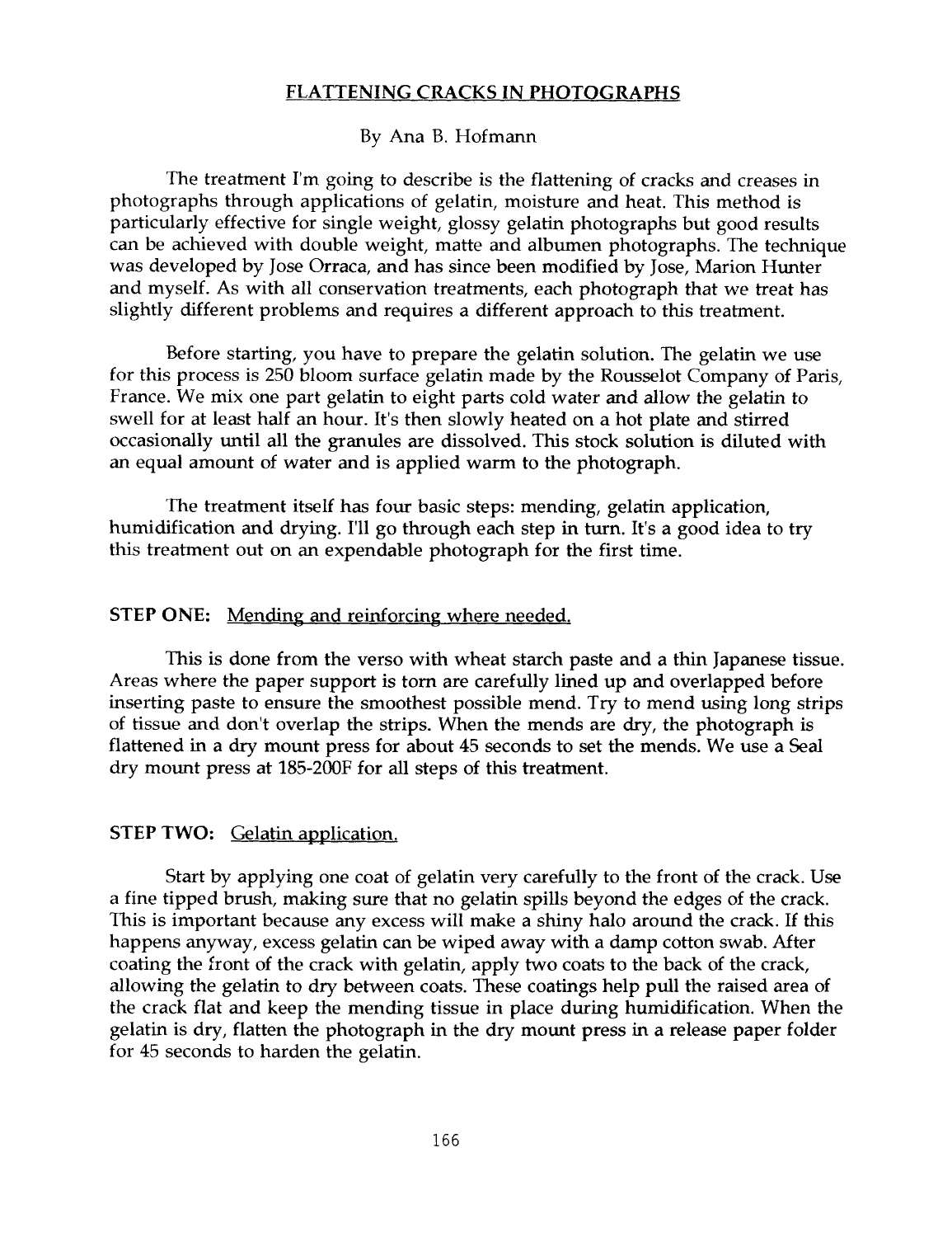## FLATTENING CRACKS IN PHOTOGRAPHS

By Ana B. Hofmann

The treatment I'm going to describe is the flattening of cracks and creases in photographs through applications of gelatin, moisture and heat. This method is particularly effective for single weight, glossy gelatin photographs but good results can be achieved with double weight, matte and albumen photographs. The technique was developed by Jose Orraca, and has since been modified by Jose, Marion Hunter and myself. As with all conservation treatments, each photograph that we treat has slightly different problems and requires a different approach to this treatment.

Before starting, you have to prepare the gelatin solution. The gelatin we use for this process is 250 bloom surface gelatin made by the Rousselot Company of Paris, France. We mix one part gelatin to eight parts cold water and allow the gelatin to swell for at least half an hour. It's then slowly heated on a hot plate and stirred occasionally until all the granules are dissolved. This stock solution is diluted with an equal amount of water and is applied warm to the photograph.

The treatment itself has four basic steps: mending, gelatin application, humidification and drying. I'll go through each step in turn. It's a good idea to try this treatment out on an expendable photograph for the first time.

### STEP ONE: Mending and reinforcing where needed.

This is done from the verso with wheat starch paste and a thin Japanese tissue. Areas where the paper support is torn are carefully lined up and overlapped before inserting paste to ensure the smoothest possible mend. Try to mend using long strips of tissue and don't overlap the strips. When the mends are dry, the photograph is flattened in a dry mount press for about 45 seconds to set the mends. We use a Seal dry mount press at 185-200F for all steps of this treatment.

### STEP TWO: Gelatin application.

Start by applying one coat of gelatin very carefully to the front of the crack. Use a fine tipped brush, making sure that no gelatin spills beyond the edges of the crack. This is important because any excess will make a shiny halo around the crack. If this happens anyway, excess gelatin can be wiped away with a damp cotton swab. After coating the front of the crack with gelatin, apply two coats to the back of the crack, allowing the gelatin to dry between coats. These coatings help pull the raised area of the crack flat and keep the mending tissue in place during humidification. When the gelatin is dry, flatten the photograph in the dry mount press in a release paper folder for 45 seconds to harden the gelatin.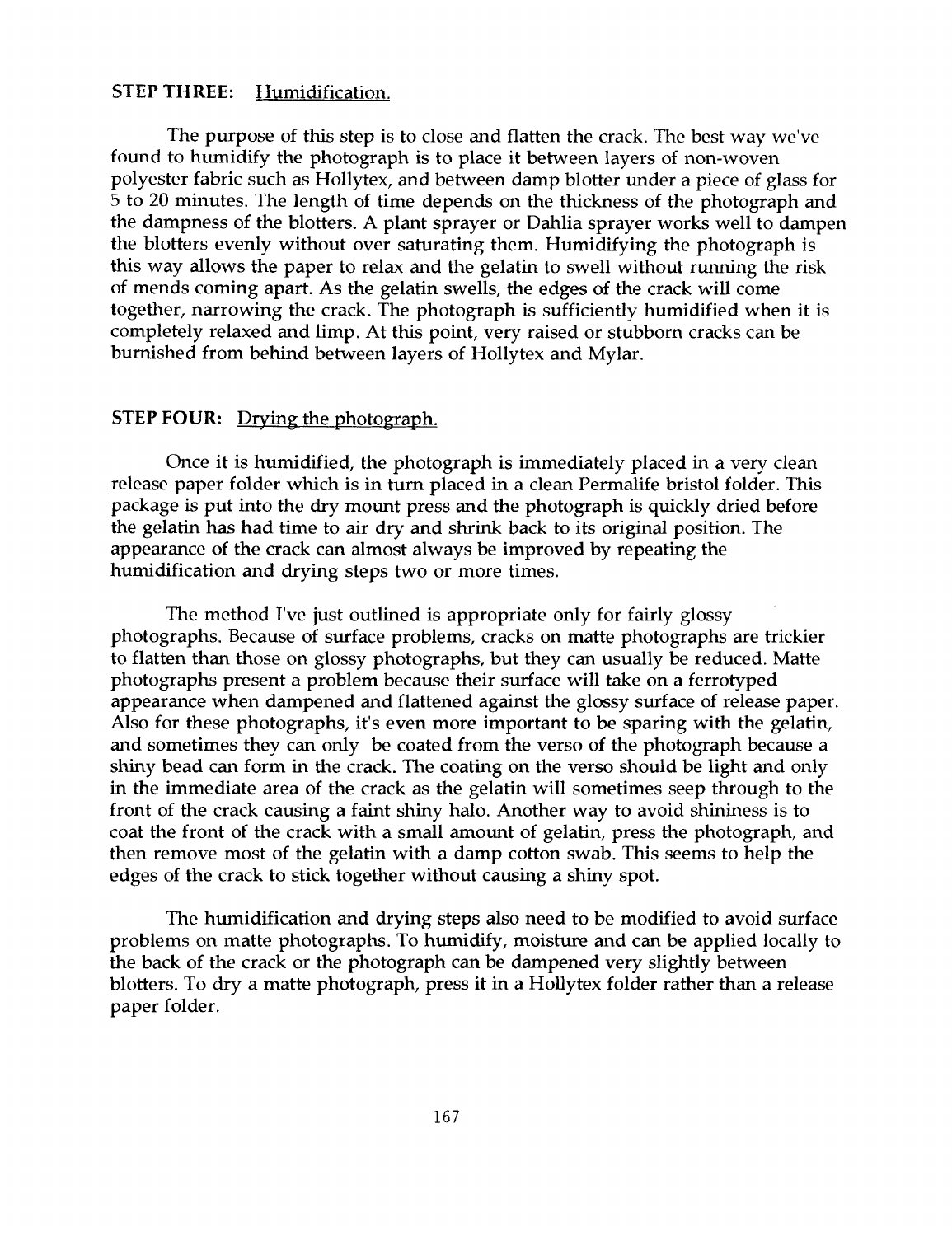**STEP THREE:** Humidification.

The purpose of this step is to close and flatten the crack. The best way we've found to humidify the photograph is to place it between layers of non-woven polyester fabric such as Hollytex, and between damp blotter under a piece of glass for 5 to 20 minutes. The length of time depends on the thickness of the photograph and the dampness of the blotters. A plant sprayer or Dahlia sprayer works well to dampen the blotters evenly without over saturating them. Humidifying the photograph is this way allows the paper to relax and the gelatin to swell without running the risk of mends coming apart. As the gelatin swells, the edges of the crack will come together, narrowing the crack. The photograph is sufficiently humidified when it is completely relaxed and limp. At this point, very raised or stubborn cracks can be burnished from behind between layers of Hollytex and Mylar.

**STEP FOUR:** Drying the photograph.

Once it is humidified, the photograph is immediately placed in a very clean release paper folder which is in turn placed in a clean Permalife bristol folder. This package is put into the dry mount press and the photograph is quickly dried before the gelatin has had time to air dry and shrink back to its original position. The appearance of the crack can almost always be improved by repeating the humidification and drying steps two or more times.

The method I've just outlined is appropriate only for fairly glossy photographs. Because of surface problems, cracks on matte photographs are trickier to flatten than those on glossy photographs, but they can usually be reduced. Matte photographs present a problem because their surface will take on a ferrotyped appearance when dampened and flattened against the glossy surface of release paper. Also for these photographs, it's even more important to be sparing with the gelatin, and sometimes they can only be coated from the verso of the photograph because a shiny bead can form in the crack. The coating on the verso should be light and only in the immediate area of the crack as the gelatin will sometimes seep through to the front of the crack causing a faint shiny halo. Another way to avoid shininess is to coat the front of the crack with a small amount of gelatin, press the photograph, and then remove most of the gelatin with a damp cotton swab. This seems to help the edges of the crack to stick together without causing a shiny spot.

The humidification and drying steps also need to be modified to avoid surface problems on matte photographs. To humidify, moisture and can be applied locally to the back of the crack or the photograph can be dampened very slightly between blotters. To dry a matte photograph, press it in a Hollytex folder rather than a release paper folder.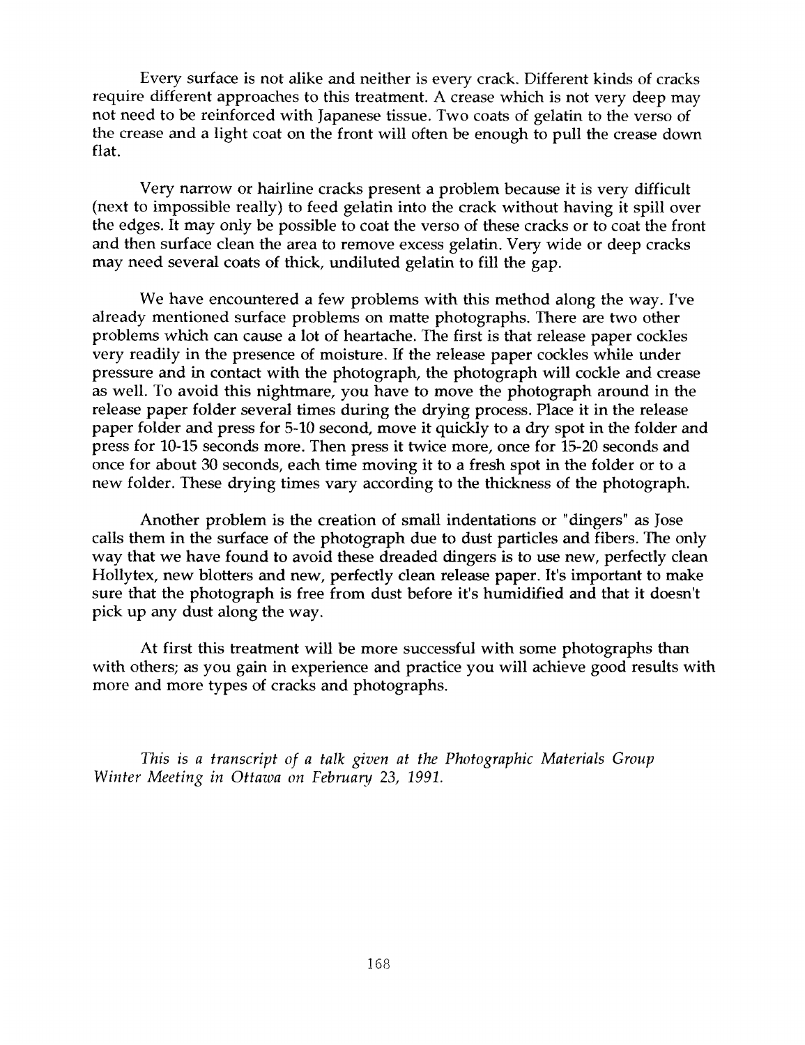Every surface is not alike and neither is every crack. Different kinds of cracks require different approaches to this treatment. A crease which is not very deep may not need to be reinforced with Japanese tissue. Two coats of gelatin to the verso of the crease and a light coat on the front will often be enough to pull the crease down flat.

Very narrow or hairline cracks present a problem because it is very difficult (next to impossible really) to feed gelatin into the crack without having it spill over the edges. It may only be possible to coat the verso of these cracks or to coat the front and then surface clean the area to remove excess gelatin. Very wide or deep cracks may need several coats of thick, undiluted gelatin to fill the gap.

We have encountered a few problems with this method along the way. I've already mentioned surface problems on matte photographs. There are two other problems which can cause a lot of heartache. The first is that release paper cockles very readily in the presence of moisture. If the release paper cockles while under pressure and in contact with the photograph, the photograph will cockle and crease as well. To avoid this nightmare, you have to move the photograph around in the release paper folder several times during the drying process. Place it in the release paper folder and press for 5-10 second, move it quickly to a dry spot in the folder and press for 10-15 seconds more. Then press it twice more, once for 15-20 seconds and once for about 30 seconds, each time moving it to a fresh spot in the folder or to a new folder. These drying times vary according to the thickness of the photograph.

Another problem is the creation of small indentations or "dingers" as Jose calls them in the surface of the photograph due to dust particles and fibers. The only way that we have found to avoid these dreaded dingers is to use new, perfectly clean Hollytex, new blotters and new, perfectly clean release paper. It's important to make sure that the photograph is free from dust before it's humidified and that it doesn't pick up any dust along the way.

At first this treatment will be more successful with some photographs than with others; as you gain in experience and practice you will achieve good results with more and more types of cracks and photographs.

*This is a transcript of a talk given at the Photographic Materials Group Winter Meeting in Ottawa on February 23, 1991.*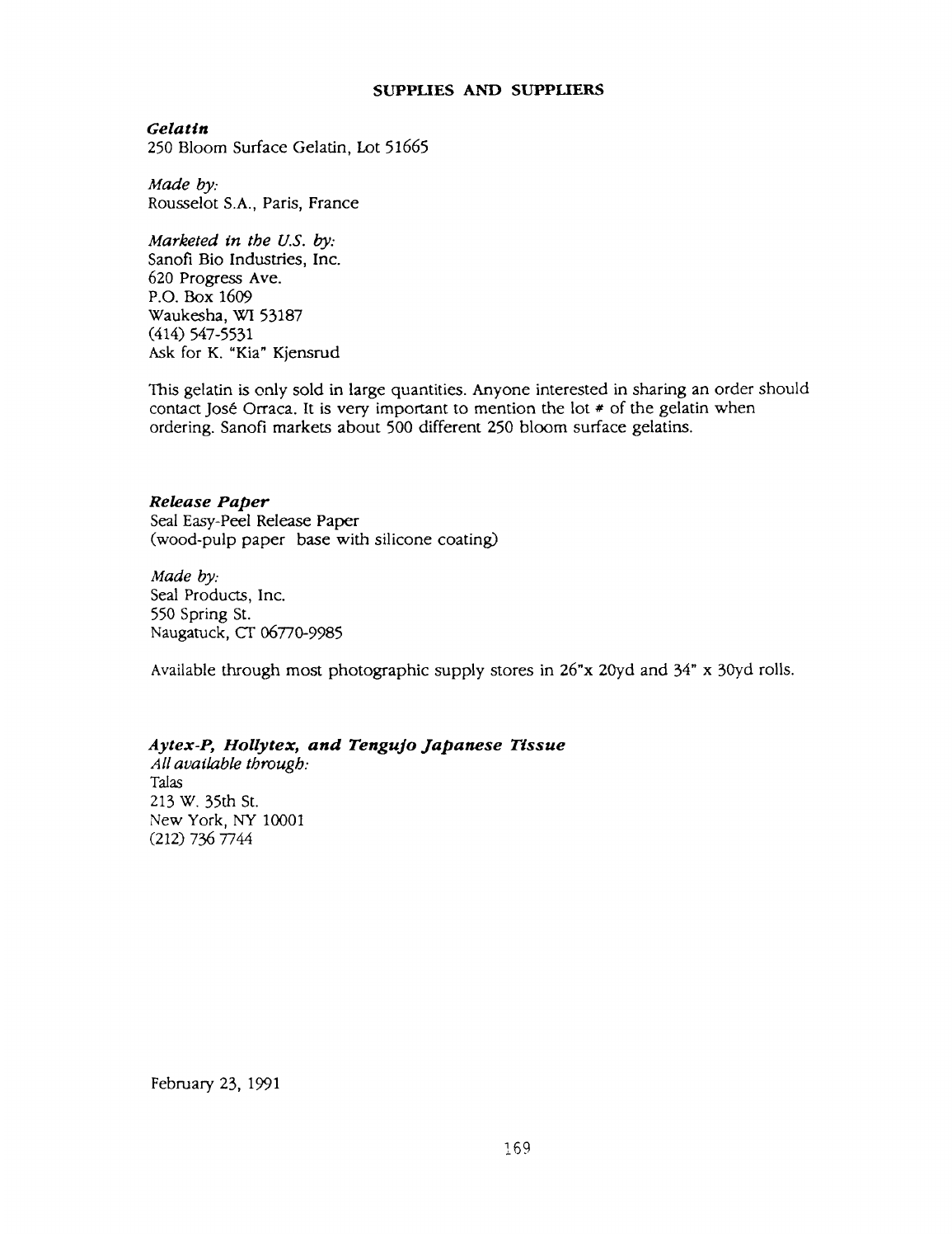## SUPPLIES AND SUPPLIERS

### *Gelatin*

250 Bloom Surface Gelatin, Lot 51665

*Made by:*
Rousselot S.A., Paris, France

*Marketed in the U.S. by:*
Sanofi Bio Industries, Inc.
620 Progress Ave.
P.O. Box 1609
Waukesha, WI 53187
(414) 547-5531
Ask for K. "Kia" Kjensrud

This gelatin is only sold in large quantities. Anyone interested in sharing an order should contact José Orraca. It is very important to mention the lot # of the gelatin when ordering. Sanofi markets about 500 different 250 bloom surface gelatins.

### *Release Paper*

Seal Easy-Peel Release Paper
(wood-pulp paper base with silicone coating)

*Made by:*
Seal Products, Inc.
550 Spring St.
Naugatuck, CT 06770-9985

Available through most photographic supply stores in 26"x 20yd and 34" x 30yd rolls.

### *Aytex-P, Hollytex, and Tengujo Japanese Tissue*

*All available through:*
Talas
213 W. 35th St.
New York, NY 10001
(212) 736 7744

February 23, 1991